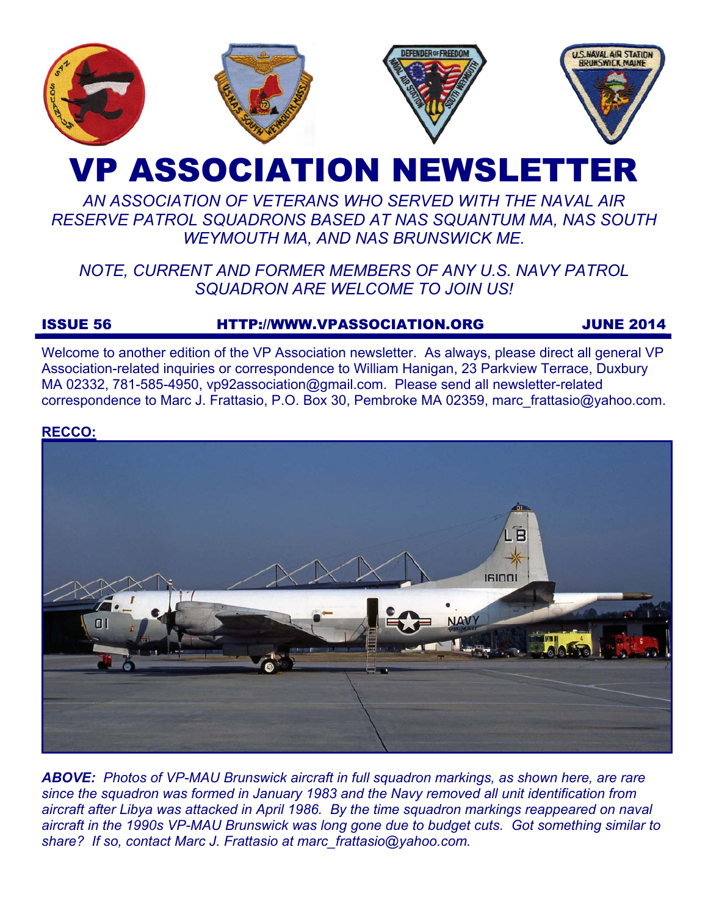# VP ASSOCIATION NEWSLETTER

*AN ASSOCIATION OF VETERANS WHO SERVED WITH THE NAVAL AIR RESERVE PATROL SQUADRONS BASED AT NAS SQUANTUM MA, NAS SOUTH WEYMOUTH MA, AND NAS BRUNSWICK ME.*

*NOTE, CURRENT AND FORMER MEMBERS OF ANY U.S. NAVY PATROL SQUADRON ARE WELCOME TO JOIN US!*

**ISSUE 56 — HTTP://WWW.VPASSOCIATION.ORG — JUNE 2014**

Welcome to another edition of the VP Association newsletter. As always, please direct all general VP Association-related inquiries or correspondence to William Hanigan, 23 Parkview Terrace, Duxbury MA 02332, 781-585-4950, vp92association@gmail.com. Please send all newsletter-related correspondence to Marc J. Frattasio, P.O. Box 30, Pembroke MA 02359, marc_frattasio@yahoo.com.

**RECCO:**

***ABOVE:*** *Photos of VP-MAU Brunswick aircraft in full squadron markings, as shown here, are rare since the squadron was formed in January 1983 and the Navy removed all unit identification from aircraft after Libya was attacked in April 1986. By the time squadron markings reappeared on naval aircraft in the 1990s VP-MAU Brunswick was long gone due to budget cuts. Got something similar to share? If so, contact Marc J. Frattasio at marc_frattasio@yahoo.com.*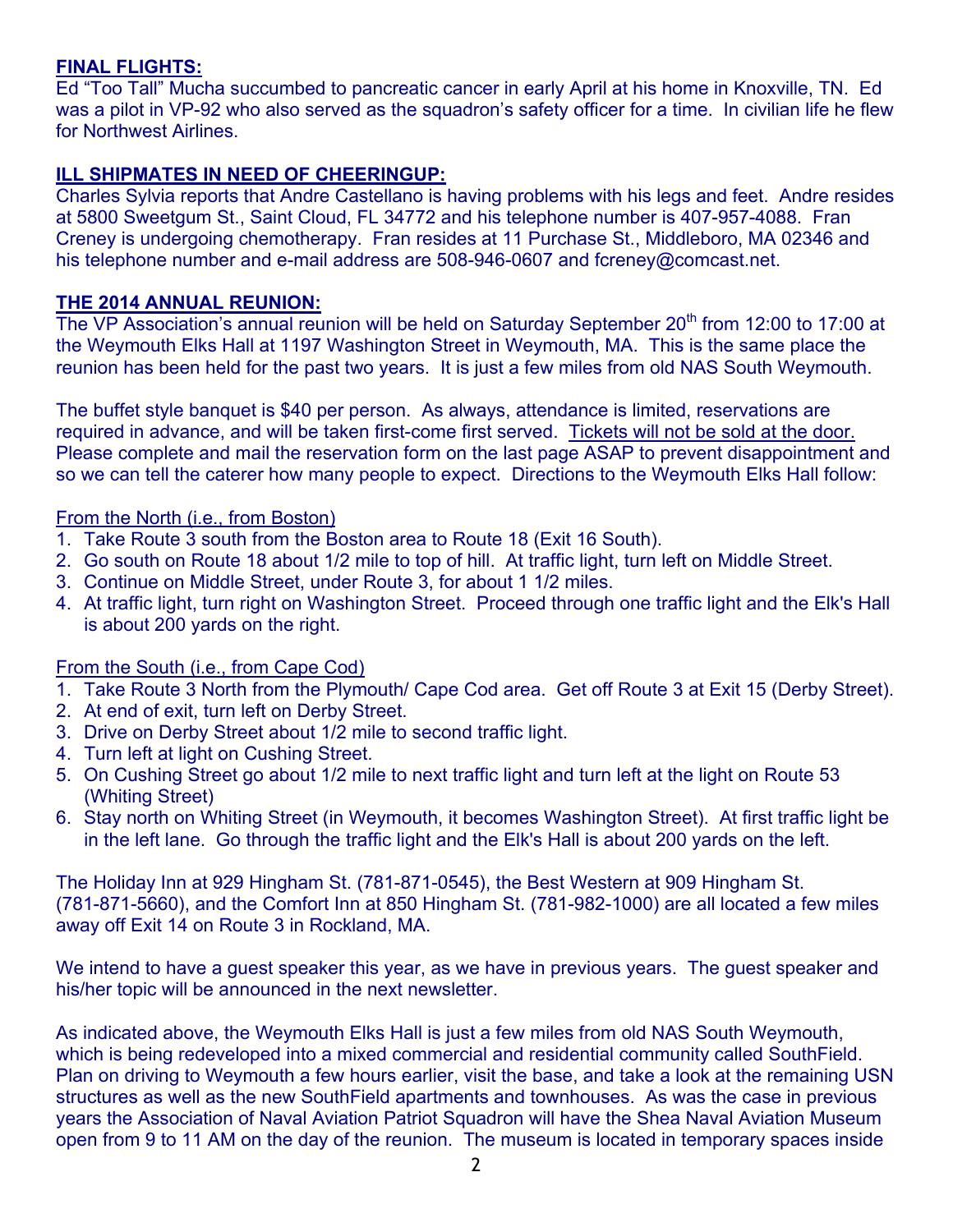**FINAL FLIGHTS:**

Ed "Too Tall" Mucha succumbed to pancreatic cancer in early April at his home in Knoxville, TN. Ed was a pilot in VP-92 who also served as the squadron's safety officer for a time. In civilian life he flew for Northwest Airlines.

**ILL SHIPMATES IN NEED OF CHEERINGUP:**

Charles Sylvia reports that Andre Castellano is having problems with his legs and feet. Andre resides at 5800 Sweetgum St., Saint Cloud, FL 34772 and his telephone number is 407-957-4088. Fran Creney is undergoing chemotherapy. Fran resides at 11 Purchase St., Middleboro, MA 02346 and his telephone number and e-mail address are 508-946-0607 and fcreney@comcast.net.

**THE 2014 ANNUAL REUNION:**

The VP Association's annual reunion will be held on Saturday September 20th from 12:00 to 17:00 at the Weymouth Elks Hall at 1197 Washington Street in Weymouth, MA. This is the same place the reunion has been held for the past two years. It is just a few miles from old NAS South Weymouth.

The buffet style banquet is $40 per person. As always, attendance is limited, reservations are required in advance, and will be taken first-come first served. Tickets will not be sold at the door. Please complete and mail the reservation form on the last page ASAP to prevent disappointment and so we can tell the caterer how many people to expect. Directions to the Weymouth Elks Hall follow:

From the North (i.e., from Boston)

1. Take Route 3 south from the Boston area to Route 18 (Exit 16 South).
2. Go south on Route 18 about 1/2 mile to top of hill. At traffic light, turn left on Middle Street.
3. Continue on Middle Street, under Route 3, for about 1 1/2 miles.
4. At traffic light, turn right on Washington Street. Proceed through one traffic light and the Elk's Hall is about 200 yards on the right.

From the South (i.e., from Cape Cod)

1. Take Route 3 North from the Plymouth/ Cape Cod area. Get off Route 3 at Exit 15 (Derby Street).
2. At end of exit, turn left on Derby Street.
3. Drive on Derby Street about 1/2 mile to second traffic light.
4. Turn left at light on Cushing Street.
5. On Cushing Street go about 1/2 mile to next traffic light and turn left at the light on Route 53 (Whiting Street)
6. Stay north on Whiting Street (in Weymouth, it becomes Washington Street). At first traffic light be in the left lane. Go through the traffic light and the Elk's Hall is about 200 yards on the left.

The Holiday Inn at 929 Hingham St. (781-871-0545), the Best Western at 909 Hingham St. (781-871-5660), and the Comfort Inn at 850 Hingham St. (781-982-1000) are all located a few miles away off Exit 14 on Route 3 in Rockland, MA.

We intend to have a guest speaker this year, as we have in previous years. The guest speaker and his/her topic will be announced in the next newsletter.

As indicated above, the Weymouth Elks Hall is just a few miles from old NAS South Weymouth, which is being redeveloped into a mixed commercial and residential community called SouthField. Plan on driving to Weymouth a few hours earlier, visit the base, and take a look at the remaining USN structures as well as the new SouthField apartments and townhouses. As was the case in previous years the Association of Naval Aviation Patriot Squadron will have the Shea Naval Aviation Museum open from 9 to 11 AM on the day of the reunion. The museum is located in temporary spaces inside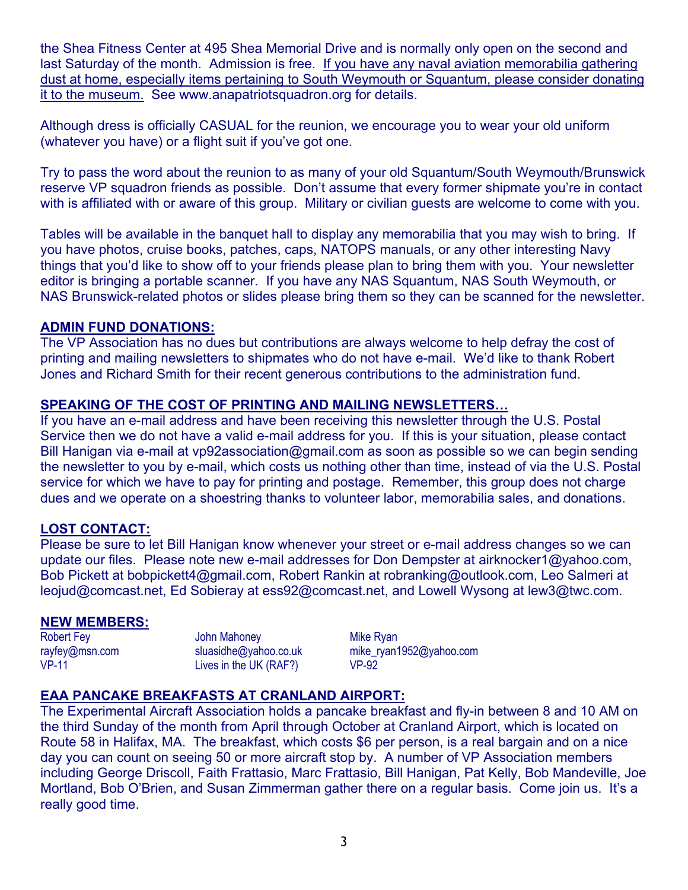the Shea Fitness Center at 495 Shea Memorial Drive and is normally only open on the second and last Saturday of the month. Admission is free. If you have any naval aviation memorabilia gathering dust at home, especially items pertaining to South Weymouth or Squantum, please consider donating it to the museum. See www.anapatriotsquadron.org for details.

Although dress is officially CASUAL for the reunion, we encourage you to wear your old uniform (whatever you have) or a flight suit if you've got one.

Try to pass the word about the reunion to as many of your old Squantum/South Weymouth/Brunswick reserve VP squadron friends as possible. Don't assume that every former shipmate you're in contact with is affiliated with or aware of this group. Military or civilian guests are welcome to come with you.

Tables will be available in the banquet hall to display any memorabilia that you may wish to bring. If you have photos, cruise books, patches, caps, NATOPS manuals, or any other interesting Navy things that you'd like to show off to your friends please plan to bring them with you. Your newsletter editor is bringing a portable scanner. If you have any NAS Squantum, NAS South Weymouth, or NAS Brunswick-related photos or slides please bring them so they can be scanned for the newsletter.

## ADMIN FUND DONATIONS:

The VP Association has no dues but contributions are always welcome to help defray the cost of printing and mailing newsletters to shipmates who do not have e-mail. We'd like to thank Robert Jones and Richard Smith for their recent generous contributions to the administration fund.

## SPEAKING OF THE COST OF PRINTING AND MAILING NEWSLETTERS…

If you have an e-mail address and have been receiving this newsletter through the U.S. Postal Service then we do not have a valid e-mail address for you. If this is your situation, please contact Bill Hanigan via e-mail at vp92association@gmail.com as soon as possible so we can begin sending the newsletter to you by e-mail, which costs us nothing other than time, instead of via the U.S. Postal service for which we have to pay for printing and postage. Remember, this group does not charge dues and we operate on a shoestring thanks to volunteer labor, memorabilia sales, and donations.

## LOST CONTACT:

Please be sure to let Bill Hanigan know whenever your street or e-mail address changes so we can update our files. Please note new e-mail addresses for Don Dempster at airknocker1@yahoo.com, Bob Pickett at bobpickett4@gmail.com, Robert Rankin at robranking@outlook.com, Leo Salmeri at leojud@comcast.net, Ed Sobieray at ess92@comcast.net, and Lowell Wysong at lew3@twc.com.

## NEW MEMBERS:

| Robert Fey | John Mahoney | Mike Ryan |
|---|---|---|
| rayfey@msn.com | sluasidhe@yahoo.co.uk | mike_ryan1952@yahoo.com |
| VP-11 | Lives in the UK (RAF?) | VP-92 |

## EAA PANCAKE BREAKFASTS AT CRANLAND AIRPORT:

The Experimental Aircraft Association holds a pancake breakfast and fly-in between 8 and 10 AM on the third Sunday of the month from April through October at Cranland Airport, which is located on Route 58 in Halifax, MA. The breakfast, which costs $6 per person, is a real bargain and on a nice day you can count on seeing 50 or more aircraft stop by. A number of VP Association members including George Driscoll, Faith Frattasio, Marc Frattasio, Bill Hanigan, Pat Kelly, Bob Mandeville, Joe Mortland, Bob O'Brien, and Susan Zimmerman gather there on a regular basis. Come join us. It's a really good time.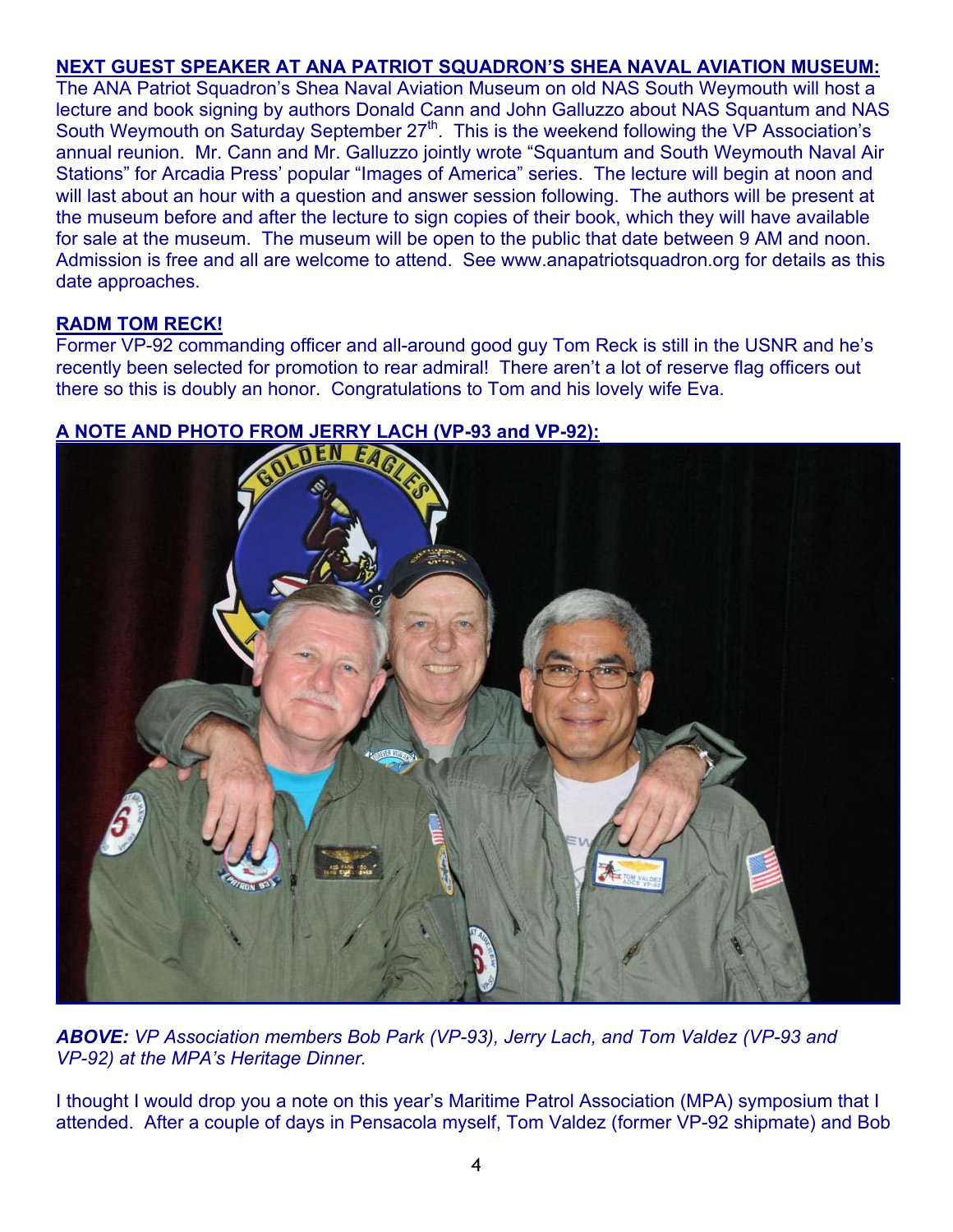**NEXT GUEST SPEAKER AT ANA PATRIOT SQUADRON'S SHEA NAVAL AVIATION MUSEUM:**

The ANA Patriot Squadron's Shea Naval Aviation Museum on old NAS South Weymouth will host a lecture and book signing by authors Donald Cann and John Galluzzo about NAS Squantum and NAS South Weymouth on Saturday September 27th. This is the weekend following the VP Association's annual reunion. Mr. Cann and Mr. Galluzzo jointly wrote "Squantum and South Weymouth Naval Air Stations" for Arcadia Press' popular "Images of America" series. The lecture will begin at noon and will last about an hour with a question and answer session following. The authors will be present at the museum before and after the lecture to sign copies of their book, which they will have available for sale at the museum. The museum will be open to the public that date between 9 AM and noon. Admission is free and all are welcome to attend. See www.anapatriotsquadron.org for details as this date approaches.

**RADM TOM RECK!**

Former VP-92 commanding officer and all-around good guy Tom Reck is still in the USNR and he's recently been selected for promotion to rear admiral! There aren't a lot of reserve flag officers out there so this is doubly an honor. Congratulations to Tom and his lovely wife Eva.

**A NOTE AND PHOTO FROM JERRY LACH (VP-93 and VP-92):**

***ABOVE:*** *VP Association members Bob Park (VP-93), Jerry Lach, and Tom Valdez (VP-93 and VP-92) at the MPA's Heritage Dinner.*

I thought I would drop you a note on this year's Maritime Patrol Association (MPA) symposium that I attended. After a couple of days in Pensacola myself, Tom Valdez (former VP-92 shipmate) and Bob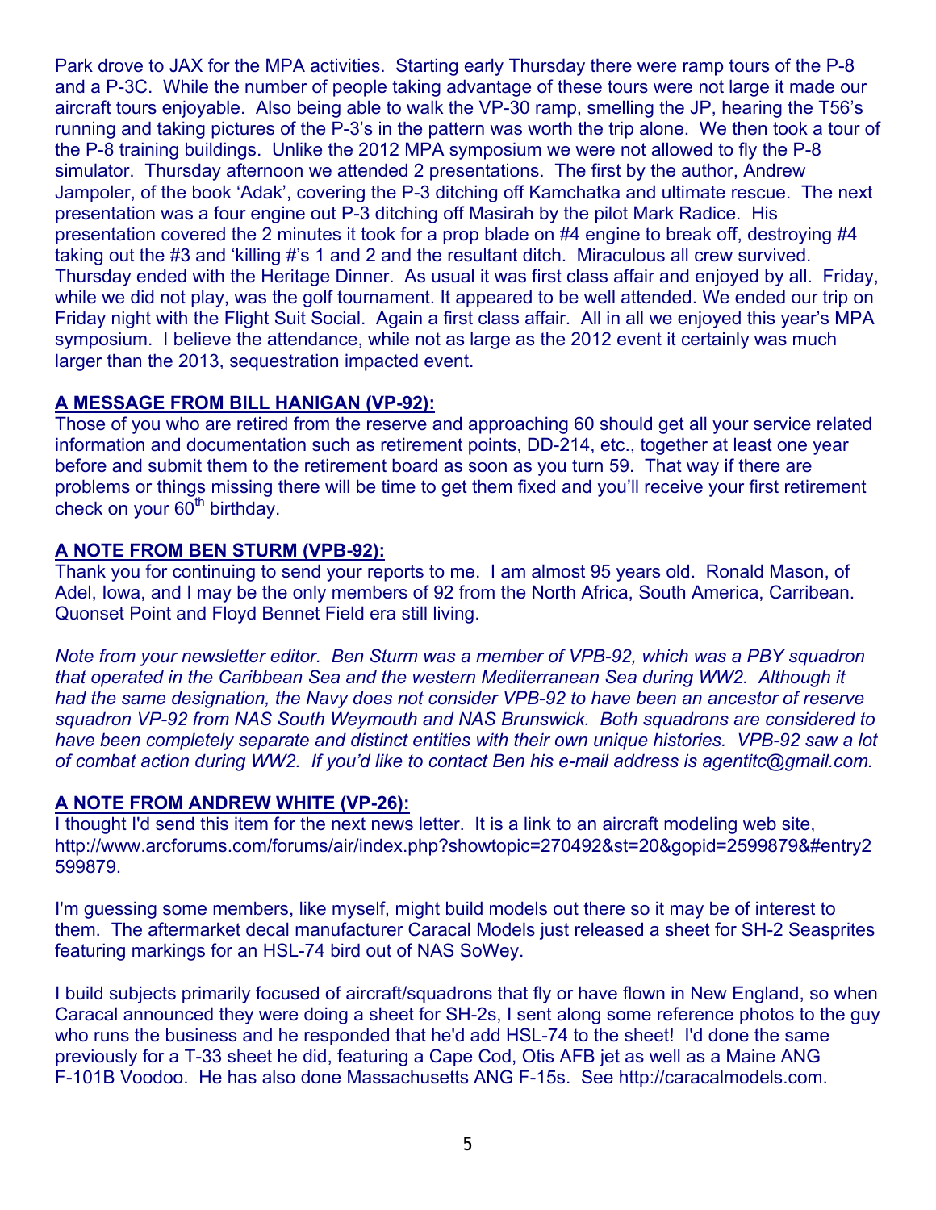Park drove to JAX for the MPA activities. Starting early Thursday there were ramp tours of the P-8 and a P-3C. While the number of people taking advantage of these tours were not large it made our aircraft tours enjoyable. Also being able to walk the VP-30 ramp, smelling the JP, hearing the T56's running and taking pictures of the P-3's in the pattern was worth the trip alone. We then took a tour of the P-8 training buildings. Unlike the 2012 MPA symposium we were not allowed to fly the P-8 simulator. Thursday afternoon we attended 2 presentations. The first by the author, Andrew Jampoler, of the book 'Adak', covering the P-3 ditching off Kamchatka and ultimate rescue. The next presentation was a four engine out P-3 ditching off Masirah by the pilot Mark Radice. His presentation covered the 2 minutes it took for a prop blade on #4 engine to break off, destroying #4 taking out the #3 and 'killing #'s 1 and 2 and the resultant ditch. Miraculous all crew survived. Thursday ended with the Heritage Dinner. As usual it was first class affair and enjoyed by all. Friday, while we did not play, was the golf tournament. It appeared to be well attended. We ended our trip on Friday night with the Flight Suit Social. Again a first class affair. All in all we enjoyed this year's MPA symposium. I believe the attendance, while not as large as the 2012 event it certainly was much larger than the 2013, sequestration impacted event.

**A MESSAGE FROM BILL HANIGAN (VP-92):**

Those of you who are retired from the reserve and approaching 60 should get all your service related information and documentation such as retirement points, DD-214, etc., together at least one year before and submit them to the retirement board as soon as you turn 59. That way if there are problems or things missing there will be time to get them fixed and you'll receive your first retirement check on your 60th birthday.

**A NOTE FROM BEN STURM (VPB-92):**

Thank you for continuing to send your reports to me. I am almost 95 years old. Ronald Mason, of Adel, Iowa, and I may be the only members of 92 from the North Africa, South America, Carribean. Quonset Point and Floyd Bennet Field era still living.

*Note from your newsletter editor. Ben Sturm was a member of VPB-92, which was a PBY squadron that operated in the Caribbean Sea and the western Mediterranean Sea during WW2. Although it had the same designation, the Navy does not consider VPB-92 to have been an ancestor of reserve squadron VP-92 from NAS South Weymouth and NAS Brunswick. Both squadrons are considered to have been completely separate and distinct entities with their own unique histories. VPB-92 saw a lot of combat action during WW2. If you'd like to contact Ben his e-mail address is agentitc@gmail.com.*

**A NOTE FROM ANDREW WHITE (VP-26):**

I thought I'd send this item for the next news letter. It is a link to an aircraft modeling web site, http://www.arcforums.com/forums/air/index.php?showtopic=270492&st=20&gopid=2599879&#entry2599879.

I'm guessing some members, like myself, might build models out there so it may be of interest to them. The aftermarket decal manufacturer Caracal Models just released a sheet for SH-2 Seasprites featuring markings for an HSL-74 bird out of NAS SoWey.

I build subjects primarily focused of aircraft/squadrons that fly or have flown in New England, so when Caracal announced they were doing a sheet for SH-2s, I sent along some reference photos to the guy who runs the business and he responded that he'd add HSL-74 to the sheet! I'd done the same previously for a T-33 sheet he did, featuring a Cape Cod, Otis AFB jet as well as a Maine ANG F-101B Voodoo. He has also done Massachusetts ANG F-15s. See http://caracalmodels.com.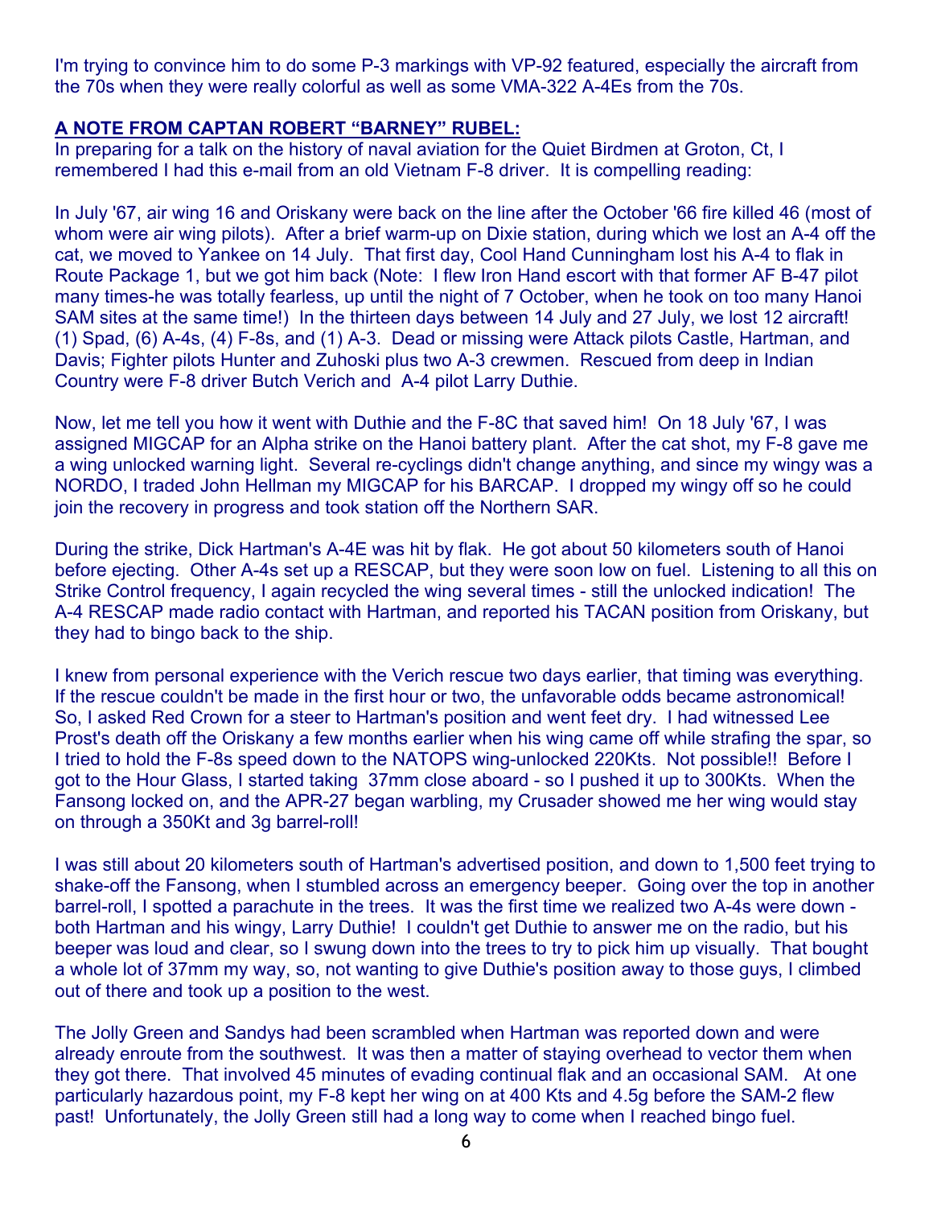I'm trying to convince him to do some P-3 markings with VP-92 featured, especially the aircraft from the 70s when they were really colorful as well as some VMA-322 A-4Es from the 70s.

**A NOTE FROM CAPTAN ROBERT "BARNEY" RUBEL:**

In preparing for a talk on the history of naval aviation for the Quiet Birdmen at Groton, Ct, I remembered I had this e-mail from an old Vietnam F-8 driver. It is compelling reading:

In July '67, air wing 16 and Oriskany were back on the line after the October '66 fire killed 46 (most of whom were air wing pilots). After a brief warm-up on Dixie station, during which we lost an A-4 off the cat, we moved to Yankee on 14 July. That first day, Cool Hand Cunningham lost his A-4 to flak in Route Package 1, but we got him back (Note: I flew Iron Hand escort with that former AF B-47 pilot many times-he was totally fearless, up until the night of 7 October, when he took on too many Hanoi SAM sites at the same time!) In the thirteen days between 14 July and 27 July, we lost 12 aircraft! (1) Spad, (6) A-4s, (4) F-8s, and (1) A-3. Dead or missing were Attack pilots Castle, Hartman, and Davis; Fighter pilots Hunter and Zuhoski plus two A-3 crewmen. Rescued from deep in Indian Country were F-8 driver Butch Verich and A-4 pilot Larry Duthie.

Now, let me tell you how it went with Duthie and the F-8C that saved him! On 18 July '67, I was assigned MIGCAP for an Alpha strike on the Hanoi battery plant. After the cat shot, my F-8 gave me a wing unlocked warning light. Several re-cyclings didn't change anything, and since my wingy was a NORDO, I traded John Hellman my MIGCAP for his BARCAP. I dropped my wingy off so he could join the recovery in progress and took station off the Northern SAR.

During the strike, Dick Hartman's A-4E was hit by flak. He got about 50 kilometers south of Hanoi before ejecting. Other A-4s set up a RESCAP, but they were soon low on fuel. Listening to all this on Strike Control frequency, I again recycled the wing several times - still the unlocked indication! The A-4 RESCAP made radio contact with Hartman, and reported his TACAN position from Oriskany, but they had to bingo back to the ship.

I knew from personal experience with the Verich rescue two days earlier, that timing was everything. If the rescue couldn't be made in the first hour or two, the unfavorable odds became astronomical! So, I asked Red Crown for a steer to Hartman's position and went feet dry. I had witnessed Lee Prost's death off the Oriskany a few months earlier when his wing came off while strafing the spar, so I tried to hold the F-8s speed down to the NATOPS wing-unlocked 220Kts. Not possible!! Before I got to the Hour Glass, I started taking 37mm close aboard - so I pushed it up to 300Kts. When the Fansong locked on, and the APR-27 began warbling, my Crusader showed me her wing would stay on through a 350Kt and 3g barrel-roll!

I was still about 20 kilometers south of Hartman's advertised position, and down to 1,500 feet trying to shake-off the Fansong, when I stumbled across an emergency beeper. Going over the top in another barrel-roll, I spotted a parachute in the trees. It was the first time we realized two A-4s were down - both Hartman and his wingy, Larry Duthie! I couldn't get Duthie to answer me on the radio, but his beeper was loud and clear, so I swung down into the trees to try to pick him up visually. That bought a whole lot of 37mm my way, so, not wanting to give Duthie's position away to those guys, I climbed out of there and took up a position to the west.

The Jolly Green and Sandys had been scrambled when Hartman was reported down and were already enroute from the southwest. It was then a matter of staying overhead to vector them when they got there. That involved 45 minutes of evading continual flak and an occasional SAM. At one particularly hazardous point, my F-8 kept her wing on at 400 Kts and 4.5g before the SAM-2 flew past! Unfortunately, the Jolly Green still had a long way to come when I reached bingo fuel.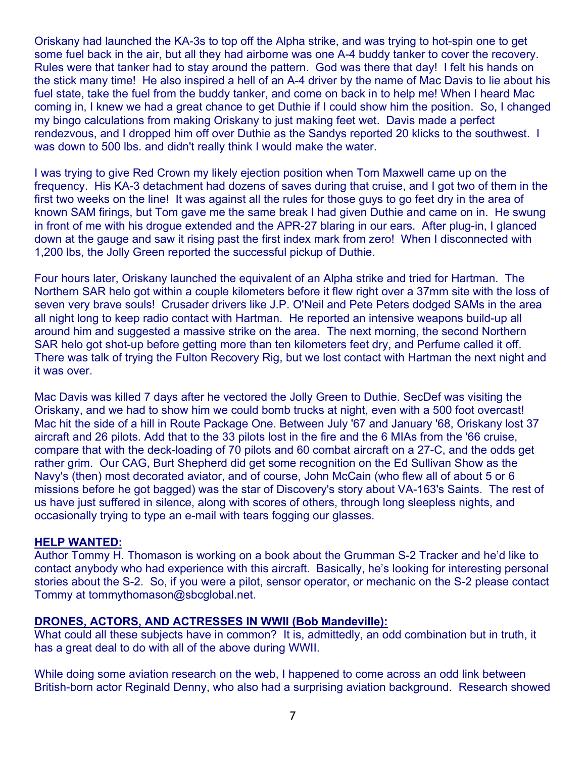Oriskany had launched the KA-3s to top off the Alpha strike, and was trying to hot-spin one to get some fuel back in the air, but all they had airborne was one A-4 buddy tanker to cover the recovery. Rules were that tanker had to stay around the pattern. God was there that day! I felt his hands on the stick many time! He also inspired a hell of an A-4 driver by the name of Mac Davis to lie about his fuel state, take the fuel from the buddy tanker, and come on back in to help me! When I heard Mac coming in, I knew we had a great chance to get Duthie if I could show him the position. So, I changed my bingo calculations from making Oriskany to just making feet wet. Davis made a perfect rendezvous, and I dropped him off over Duthie as the Sandys reported 20 klicks to the southwest. I was down to 500 lbs. and didn't really think I would make the water.

I was trying to give Red Crown my likely ejection position when Tom Maxwell came up on the frequency. His KA-3 detachment had dozens of saves during that cruise, and I got two of them in the first two weeks on the line! It was against all the rules for those guys to go feet dry in the area of known SAM firings, but Tom gave me the same break I had given Duthie and came on in. He swung in front of me with his drogue extended and the APR-27 blaring in our ears. After plug-in, I glanced down at the gauge and saw it rising past the first index mark from zero! When I disconnected with 1,200 lbs, the Jolly Green reported the successful pickup of Duthie.

Four hours later, Oriskany launched the equivalent of an Alpha strike and tried for Hartman. The Northern SAR helo got within a couple kilometers before it flew right over a 37mm site with the loss of seven very brave souls! Crusader drivers like J.P. O'Neil and Pete Peters dodged SAMs in the area all night long to keep radio contact with Hartman. He reported an intensive weapons build-up all around him and suggested a massive strike on the area. The next morning, the second Northern SAR helo got shot-up before getting more than ten kilometers feet dry, and Perfume called it off. There was talk of trying the Fulton Recovery Rig, but we lost contact with Hartman the next night and it was over.

Mac Davis was killed 7 days after he vectored the Jolly Green to Duthie. SecDef was visiting the Oriskany, and we had to show him we could bomb trucks at night, even with a 500 foot overcast! Mac hit the side of a hill in Route Package One. Between July '67 and January '68, Oriskany lost 37 aircraft and 26 pilots. Add that to the 33 pilots lost in the fire and the 6 MIAs from the '66 cruise, compare that with the deck-loading of 70 pilots and 60 combat aircraft on a 27-C, and the odds get rather grim. Our CAG, Burt Shepherd did get some recognition on the Ed Sullivan Show as the Navy's (then) most decorated aviator, and of course, John McCain (who flew all of about 5 or 6 missions before he got bagged) was the star of Discovery's story about VA-163's Saints. The rest of us have just suffered in silence, along with scores of others, through long sleepless nights, and occasionally trying to type an e-mail with tears fogging our glasses.

**HELP WANTED:**
Author Tommy H. Thomason is working on a book about the Grumman S-2 Tracker and he'd like to contact anybody who had experience with this aircraft. Basically, he's looking for interesting personal stories about the S-2. So, if you were a pilot, sensor operator, or mechanic on the S-2 please contact Tommy at tommythomason@sbcglobal.net.

**DRONES, ACTORS, AND ACTRESSES IN WWII (Bob Mandeville):**
What could all these subjects have in common? It is, admittedly, an odd combination but in truth, it has a great deal to do with all of the above during WWII.

While doing some aviation research on the web, I happened to come across an odd link between British-born actor Reginald Denny, who also had a surprising aviation background. Research showed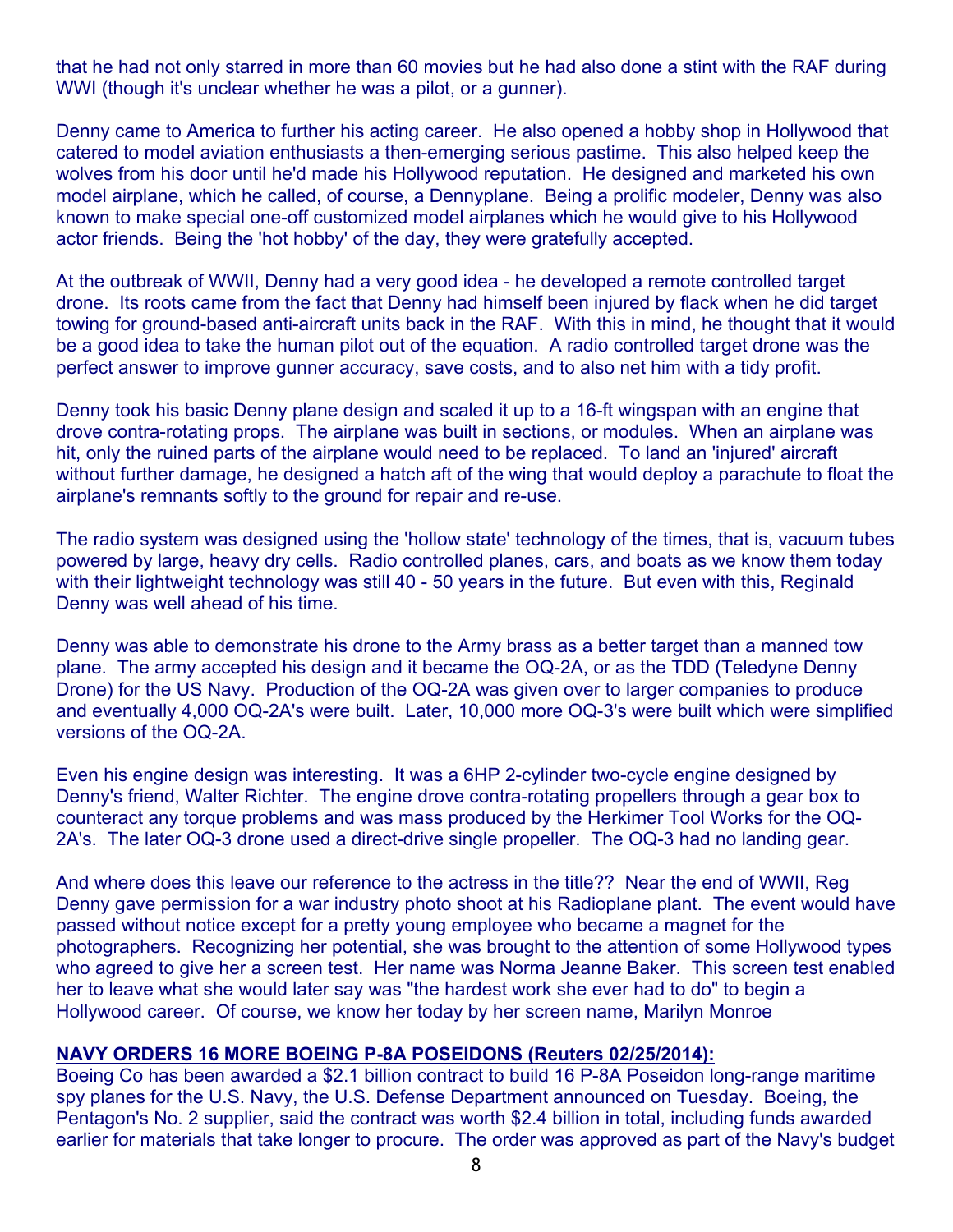that he had not only starred in more than 60 movies but he had also done a stint with the RAF during WWI (though it's unclear whether he was a pilot, or a gunner).

Denny came to America to further his acting career. He also opened a hobby shop in Hollywood that catered to model aviation enthusiasts a then-emerging serious pastime. This also helped keep the wolves from his door until he'd made his Hollywood reputation. He designed and marketed his own model airplane, which he called, of course, a Dennyplane. Being a prolific modeler, Denny was also known to make special one-off customized model airplanes which he would give to his Hollywood actor friends. Being the 'hot hobby' of the day, they were gratefully accepted.

At the outbreak of WWII, Denny had a very good idea - he developed a remote controlled target drone. Its roots came from the fact that Denny had himself been injured by flack when he did target towing for ground-based anti-aircraft units back in the RAF. With this in mind, he thought that it would be a good idea to take the human pilot out of the equation. A radio controlled target drone was the perfect answer to improve gunner accuracy, save costs, and to also net him with a tidy profit.

Denny took his basic Denny plane design and scaled it up to a 16-ft wingspan with an engine that drove contra-rotating props. The airplane was built in sections, or modules. When an airplane was hit, only the ruined parts of the airplane would need to be replaced. To land an 'injured' aircraft without further damage, he designed a hatch aft of the wing that would deploy a parachute to float the airplane's remnants softly to the ground for repair and re-use.

The radio system was designed using the 'hollow state' technology of the times, that is, vacuum tubes powered by large, heavy dry cells. Radio controlled planes, cars, and boats as we know them today with their lightweight technology was still 40 - 50 years in the future. But even with this, Reginald Denny was well ahead of his time.

Denny was able to demonstrate his drone to the Army brass as a better target than a manned tow plane. The army accepted his design and it became the OQ-2A, or as the TDD (Teledyne Denny Drone) for the US Navy. Production of the OQ-2A was given over to larger companies to produce and eventually 4,000 OQ-2A's were built. Later, 10,000 more OQ-3's were built which were simplified versions of the OQ-2A.

Even his engine design was interesting. It was a 6HP 2-cylinder two-cycle engine designed by Denny's friend, Walter Richter. The engine drove contra-rotating propellers through a gear box to counteract any torque problems and was mass produced by the Herkimer Tool Works for the OQ-2A's. The later OQ-3 drone used a direct-drive single propeller. The OQ-3 had no landing gear.

And where does this leave our reference to the actress in the title?? Near the end of WWII, Reg Denny gave permission for a war industry photo shoot at his Radioplane plant. The event would have passed without notice except for a pretty young employee who became a magnet for the photographers. Recognizing her potential, she was brought to the attention of some Hollywood types who agreed to give her a screen test. Her name was Norma Jeanne Baker. This screen test enabled her to leave what she would later say was "the hardest work she ever had to do" to begin a Hollywood career. Of course, we know her today by her screen name, Marilyn Monroe

**NAVY ORDERS 16 MORE BOEING P-8A POSEIDONS (Reuters 02/25/2014):**

Boeing Co has been awarded a $2.1 billion contract to build 16 P-8A Poseidon long-range maritime spy planes for the U.S. Navy, the U.S. Defense Department announced on Tuesday. Boeing, the Pentagon's No. 2 supplier, said the contract was worth $2.4 billion in total, including funds awarded earlier for materials that take longer to procure. The order was approved as part of the Navy's budget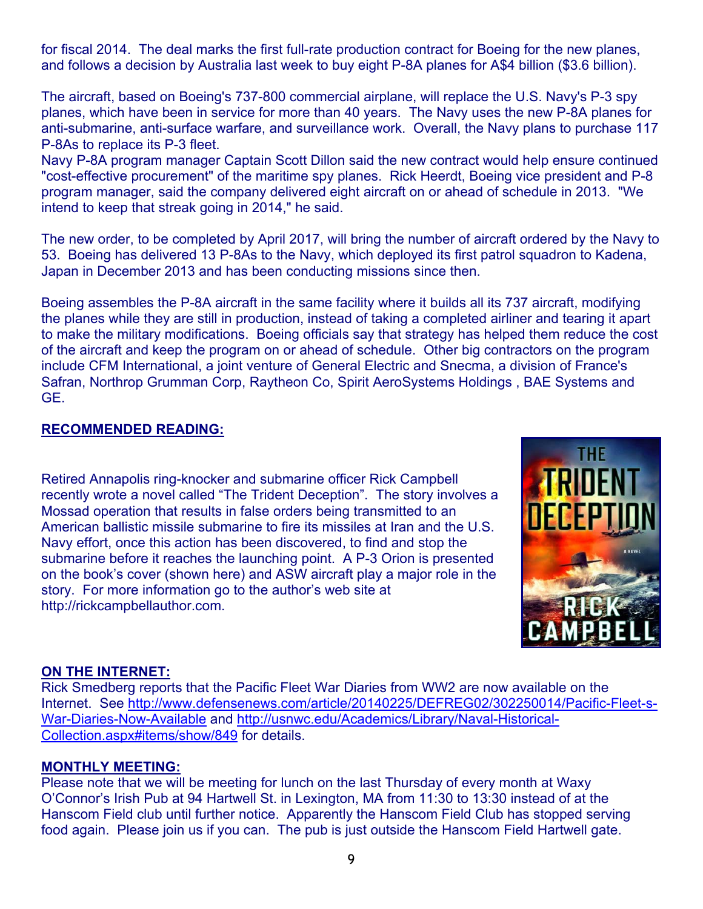for fiscal 2014. The deal marks the first full-rate production contract for Boeing for the new planes, and follows a decision by Australia last week to buy eight P-8A planes for A$4 billion ($3.6 billion).

The aircraft, based on Boeing's 737-800 commercial airplane, will replace the U.S. Navy's P-3 spy planes, which have been in service for more than 40 years. The Navy uses the new P-8A planes for anti-submarine, anti-surface warfare, and surveillance work. Overall, the Navy plans to purchase 117 P-8As to replace its P-3 fleet.

Navy P-8A program manager Captain Scott Dillon said the new contract would help ensure continued "cost-effective procurement" of the maritime spy planes. Rick Heerdt, Boeing vice president and P-8 program manager, said the company delivered eight aircraft on or ahead of schedule in 2013. "We intend to keep that streak going in 2014," he said.

The new order, to be completed by April 2017, will bring the number of aircraft ordered by the Navy to 53. Boeing has delivered 13 P-8As to the Navy, which deployed its first patrol squadron to Kadena, Japan in December 2013 and has been conducting missions since then.

Boeing assembles the P-8A aircraft in the same facility where it builds all its 737 aircraft, modifying the planes while they are still in production, instead of taking a completed airliner and tearing it apart to make the military modifications. Boeing officials say that strategy has helped them reduce the cost of the aircraft and keep the program on or ahead of schedule. Other big contractors on the program include CFM International, a joint venture of General Electric and Snecma, a division of France's Safran, Northrop Grumman Corp, Raytheon Co, Spirit AeroSystems Holdings , BAE Systems and GE.

**RECOMMENDED READING:**

Retired Annapolis ring-knocker and submarine officer Rick Campbell recently wrote a novel called "The Trident Deception". The story involves a Mossad operation that results in false orders being transmitted to an American ballistic missile submarine to fire its missiles at Iran and the U.S. Navy effort, once this action has been discovered, to find and stop the submarine before it reaches the launching point. A P-3 Orion is presented on the book's cover (shown here) and ASW aircraft play a major role in the story. For more information go to the author's web site at http://rickcampbellauthor.com.

**ON THE INTERNET:**

Rick Smedberg reports that the Pacific Fleet War Diaries from WW2 are now available on the Internet. See http://www.defensenews.com/article/20140225/DEFREG02/302250014/Pacific-Fleet-s-War-Diaries-Now-Available and http://usnwc.edu/Academics/Library/Naval-Historical-Collection.aspx#items/show/849 for details.

**MONTHLY MEETING:**

Please note that we will be meeting for lunch on the last Thursday of every month at Waxy O'Connor's Irish Pub at 94 Hartwell St. in Lexington, MA from 11:30 to 13:30 instead of at the Hanscom Field club until further notice. Apparently the Hanscom Field Club has stopped serving food again. Please join us if you can. The pub is just outside the Hanscom Field Hartwell gate.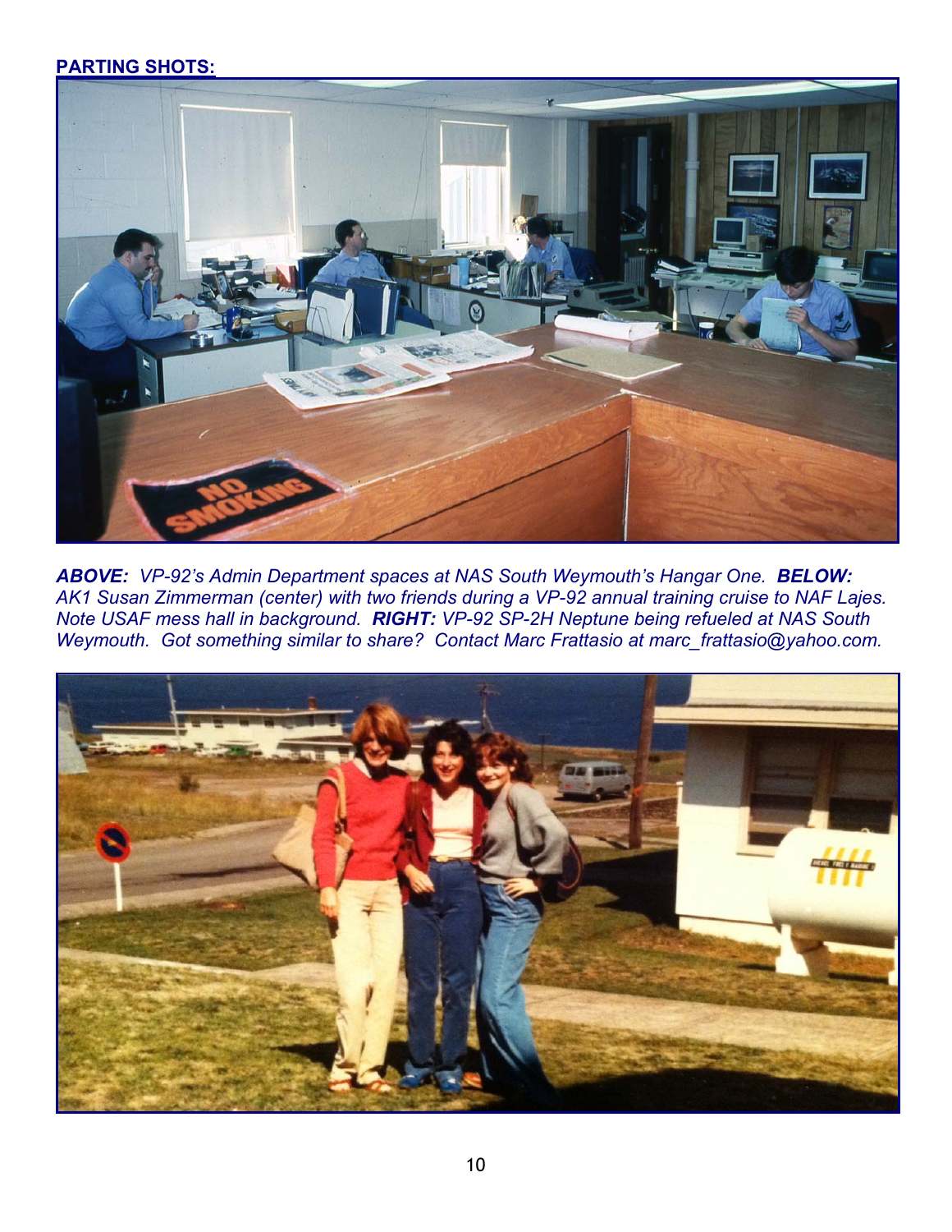**PARTING SHOTS:**

***ABOVE:*** *VP-92's Admin Department spaces at NAS South Weymouth's Hangar One.* ***BELOW:*** *AK1 Susan Zimmerman (center) with two friends during a VP-92 annual training cruise to NAF Lajes. Note USAF mess hall in background.* ***RIGHT:*** *VP-92 SP-2H Neptune being refueled at NAS South Weymouth. Got something similar to share? Contact Marc Frattasio at marc_frattasio@yahoo.com.*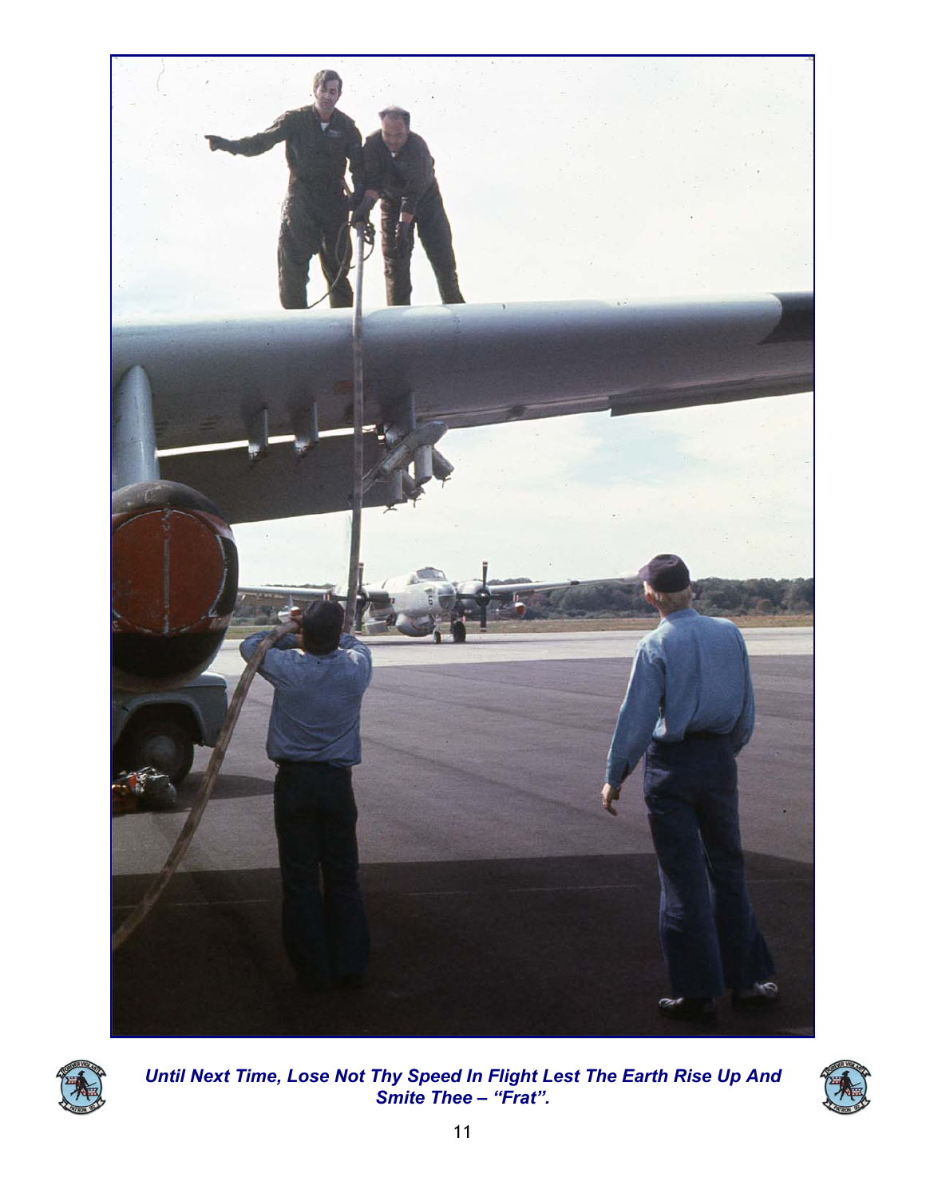*Until Next Time, Lose Not Thy Speed In Flight Lest The Earth Rise Up And Smite Thee – "Frat".*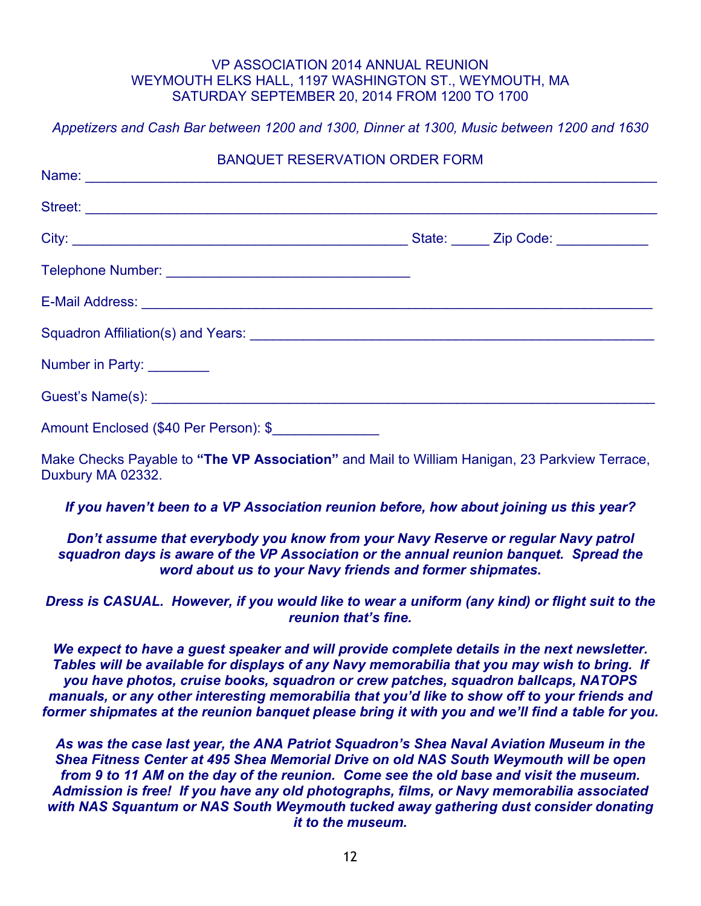VP ASSOCIATION 2014 ANNUAL REUNION
WEYMOUTH ELKS HALL, 1197 WASHINGTON ST., WEYMOUTH, MA
SATURDAY SEPTEMBER 20, 2014 FROM 1200 TO 1700

*Appetizers and Cash Bar between 1200 and 1300, Dinner at 1300, Music between 1200 and 1630*

BANQUET RESERVATION ORDER FORM

Name: ______________________________________________________________________

Street: ______________________________________________________________________

City: ________________________________________ State: _____ Zip Code: ____________

Telephone Number: ______________________________

E-Mail Address: ________________________________________________________________

Squadron Affiliation(s) and Years: ______________________________________________

Number in Party: ________

Guest's Name(s): _______________________________________________________________

Amount Enclosed ($40 Per Person): $_____________

Make Checks Payable to **"The VP Association"** and Mail to William Hanigan, 23 Parkview Terrace, Duxbury MA 02332.

***If you haven't been to a VP Association reunion before, how about joining us this year?***

***Don't assume that everybody you know from your Navy Reserve or regular Navy patrol squadron days is aware of the VP Association or the annual reunion banquet. Spread the word about us to your Navy friends and former shipmates.***

***Dress is CASUAL. However, if you would like to wear a uniform (any kind) or flight suit to the reunion that's fine.***

***We expect to have a guest speaker and will provide complete details in the next newsletter. Tables will be available for displays of any Navy memorabilia that you may wish to bring. If you have photos, cruise books, squadron or crew patches, squadron ballcaps, NATOPS manuals, or any other interesting memorabilia that you'd like to show off to your friends and former shipmates at the reunion banquet please bring it with you and we'll find a table for you.***

***As was the case last year, the ANA Patriot Squadron's Shea Naval Aviation Museum in the Shea Fitness Center at 495 Shea Memorial Drive on old NAS South Weymouth will be open from 9 to 11 AM on the day of the reunion. Come see the old base and visit the museum. Admission is free! If you have any old photographs, films, or Navy memorabilia associated with NAS Squantum or NAS South Weymouth tucked away gathering dust consider donating it to the museum.***